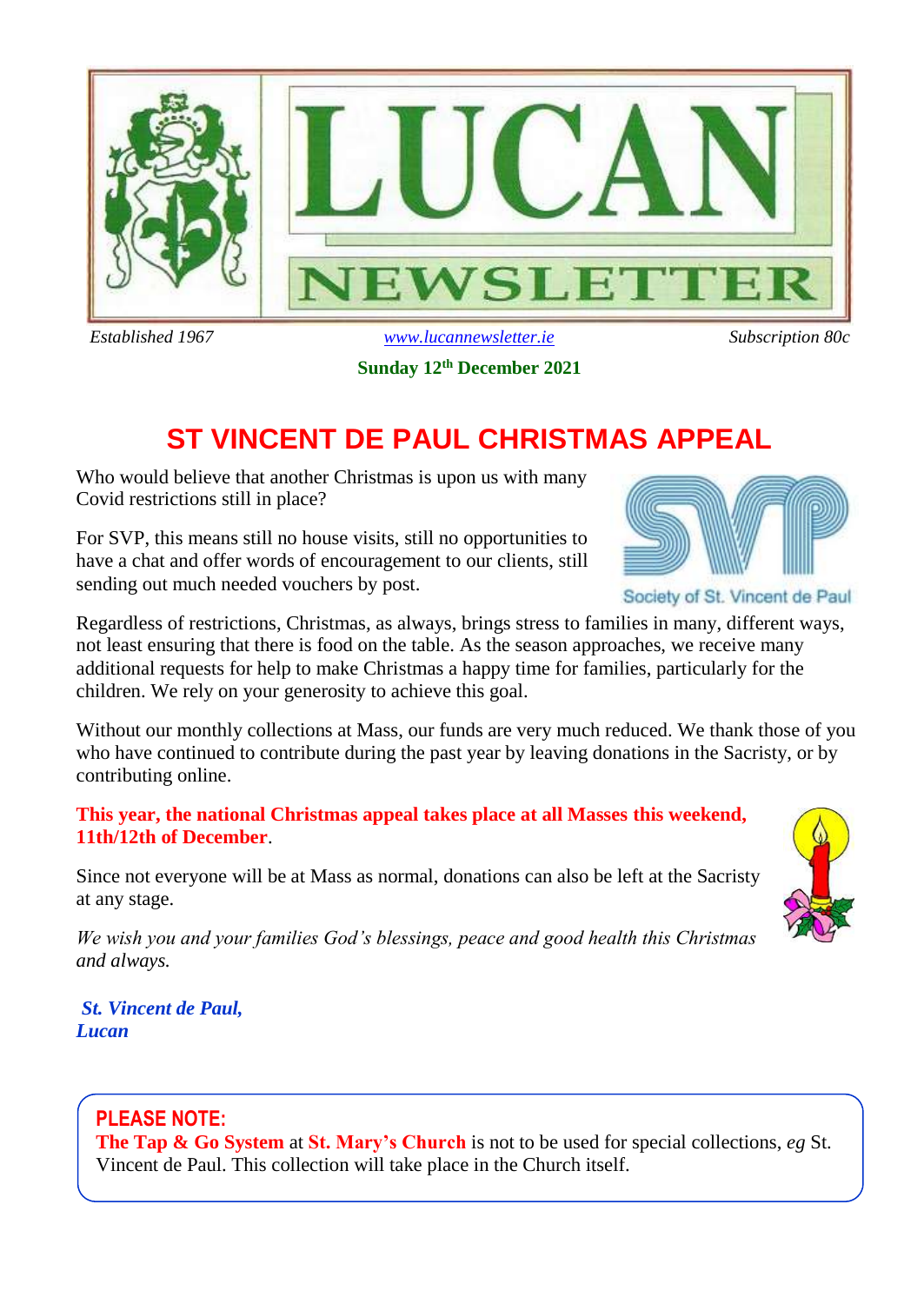# LUCAN NEWSLETTER

*Established 1967* | *www.lucannewsletter.ie* | *Subscription 80c*

**Sunday 12th December 2021**

## ST VINCENT DE PAUL CHRISTMAS APPEAL

Who would believe that another Christmas is upon us with many Covid restrictions still in place?

For SVP, this means still no house visits, still no opportunities to have a chat and offer words of encouragement to our clients, still sending out much needed vouchers by post.

Society of St. Vincent de Paul

Regardless of restrictions, Christmas, as always, brings stress to families in many, different ways, not least ensuring that there is food on the table. As the season approaches, we receive many additional requests for help to make Christmas a happy time for families, particularly for the children. We rely on your generosity to achieve this goal.

Without our monthly collections at Mass, our funds are very much reduced. We thank those of you who have continued to contribute during the past year by leaving donations in the Sacristy, or by contributing online.

**This year, the national Christmas appeal takes place at all Masses this weekend, 11th/12th of December**.

Since not everyone will be at Mass as normal, donations can also be left at the Sacristy at any stage.

*We wish you and your families God's blessings, peace and good health this Christmas and always.*

***St. Vincent de Paul, Lucan***

**PLEASE NOTE:**
**The Tap & Go System** at **St. Mary's Church** is not to be used for special collections, *eg* St. Vincent de Paul. This collection will take place in the Church itself.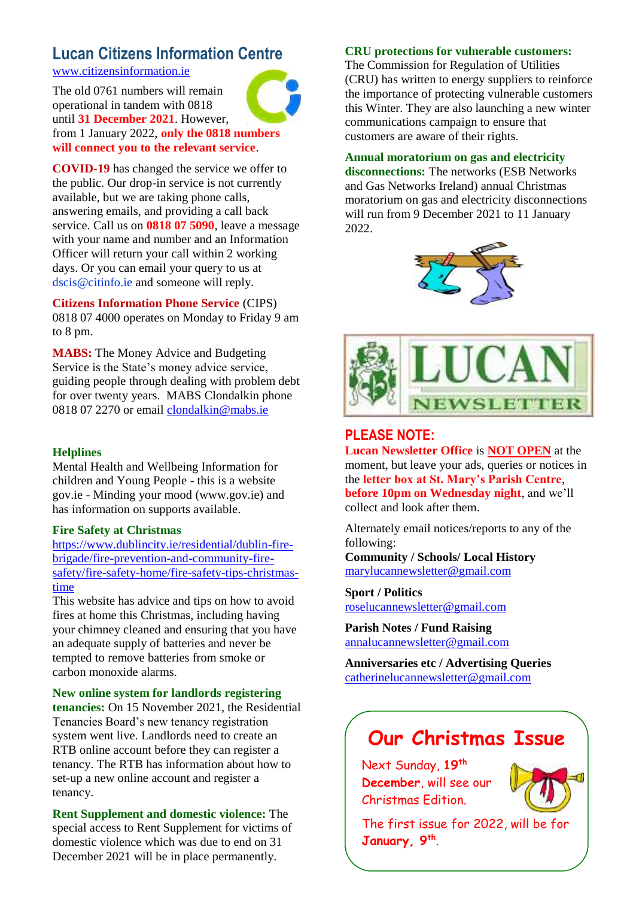## Lucan Citizens Information Centre

www.citizensinformation.ie

The old 0761 numbers will remain operational in tandem with 0818 until **31 December 2021**. However, from 1 January 2022, **only the 0818 numbers will connect you to the relevant service**.

**COVID-19** has changed the service we offer to the public. Our drop-in service is not currently available, but we are taking phone calls, answering emails, and providing a call back service. Call us on **0818 07 5090**, leave a message with your name and number and an Information Officer will return your call within 2 working days. Or you can email your query to us at dscis@citinfo.ie and someone will reply.

**Citizens Information Phone Service** (CIPS) 0818 07 4000 operates on Monday to Friday 9 am to 8 pm.

**MABS:** The Money Advice and Budgeting Service is the State's money advice service, guiding people through dealing with problem debt for over twenty years. MABS Clondalkin phone 0818 07 2270 or email clondalkin@mabs.ie

**Helplines**

Mental Health and Wellbeing Information for children and Young People - this is a website gov.ie - Minding your mood (www.gov.ie) and has information on supports available.

**Fire Safety at Christmas**

https://www.dublincity.ie/residential/dublin-fire-brigade/fire-prevention-and-community-fire-safety/fire-safety-home/fire-safety-tips-christmas-time

This website has advice and tips on how to avoid fires at home this Christmas, including having your chimney cleaned and ensuring that you have an adequate supply of batteries and never be tempted to remove batteries from smoke or carbon monoxide alarms.

**New online system for landlords registering tenancies:** On 15 November 2021, the Residential Tenancies Board's new tenancy registration system went live. Landlords need to create an RTB online account before they can register a tenancy. The RTB has information about how to set-up a new online account and register a tenancy.

**Rent Supplement and domestic violence:** The special access to Rent Supplement for victims of domestic violence which was due to end on 31 December 2021 will be in place permanently.

**CRU protections for vulnerable customers:** The Commission for Regulation of Utilities (CRU) has written to energy suppliers to reinforce the importance of protecting vulnerable customers this Winter. They are also launching a new winter communications campaign to ensure that customers are aware of their rights.

**Annual moratorium on gas and electricity disconnections:** The networks (ESB Networks and Gas Networks Ireland) annual Christmas moratorium on gas and electricity disconnections will run from 9 December 2021 to 11 January 2022.

LUCAN NEWSLETTER

## PLEASE NOTE:

**Lucan Newsletter Office** is **NOT OPEN** at the moment, but leave your ads, queries or notices in the **letter box at St. Mary's Parish Centre**, **before 10pm on Wednesday night**, and we'll collect and look after them.

Alternately email notices/reports to any of the following:

**Community / Schools/ Local History**
marylucannewsletter@gmail.com

**Sport / Politics**
roselucannewsletter@gmail.com

**Parish Notes / Fund Raising**
annalucannewsletter@gmail.com

**Anniversaries etc / Advertising Queries**
catherinelucannewsletter@gmail.com

## Our Christmas Issue

Next Sunday, **19th December**, will see our Christmas Edition.

The first issue for 2022, will be for **January, 9th**.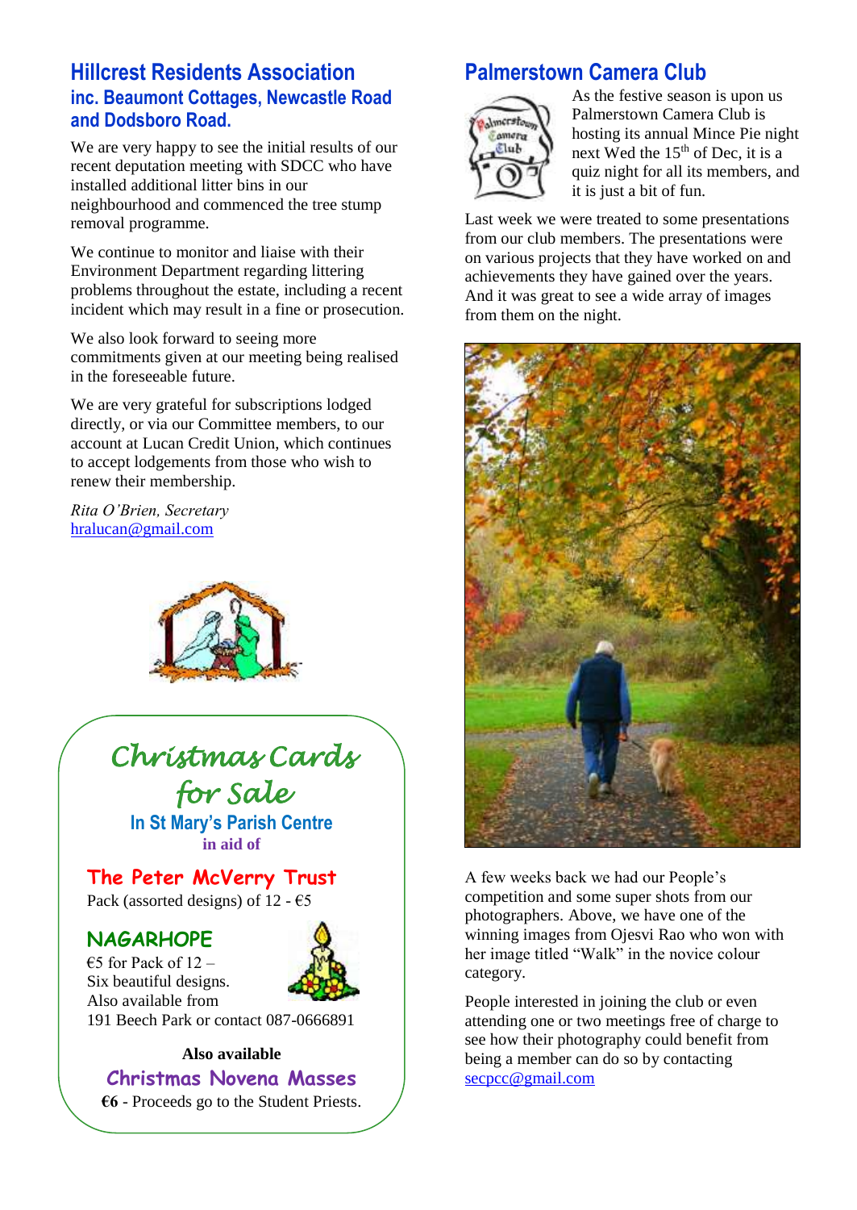## Hillcrest Residents Association

### inc. Beaumont Cottages, Newcastle Road and Dodsboro Road.

We are very happy to see the initial results of our recent deputation meeting with SDCC who have installed additional litter bins in our neighbourhood and commenced the tree stump removal programme.

We continue to monitor and liaise with their Environment Department regarding littering problems throughout the estate, including a recent incident which may result in a fine or prosecution.

We also look forward to seeing more commitments given at our meeting being realised in the foreseeable future.

We are very grateful for subscriptions lodged directly, or via our Committee members, to our account at Lucan Credit Union, which continues to accept lodgements from those who wish to renew their membership.

*Rita O'Brien, Secretary*
hralucan@gmail.com

## Christmas Cards for Sale

**In St Mary's Parish Centre**
**in aid of**

**The Peter McVerry Trust**
Pack (assorted designs) of 12 - €5

**NAGARHOPE**
€5 for Pack of 12 –
Six beautiful designs.
Also available from
191 Beech Park or contact 087-0666891

**Also available**
**Christmas Novena Masses**
**€6** - Proceeds go to the Student Priests.

## Palmerstown Camera Club

As the festive season is upon us Palmerstown Camera Club is hosting its annual Mince Pie night next Wed the 15th of Dec, it is a quiz night for all its members, and it is just a bit of fun.

Last week we were treated to some presentations from our club members. The presentations were on various projects that they have worked on and achievements they have gained over the years. And it was great to see a wide array of images from them on the night.

A few weeks back we had our People's competition and some super shots from our photographers. Above, we have one of the winning images from Ojesvi Rao who won with her image titled "Walk" in the novice colour category.

People interested in joining the club or even attending one or two meetings free of charge to see how their photography could benefit from being a member can do so by contacting secpcc@gmail.com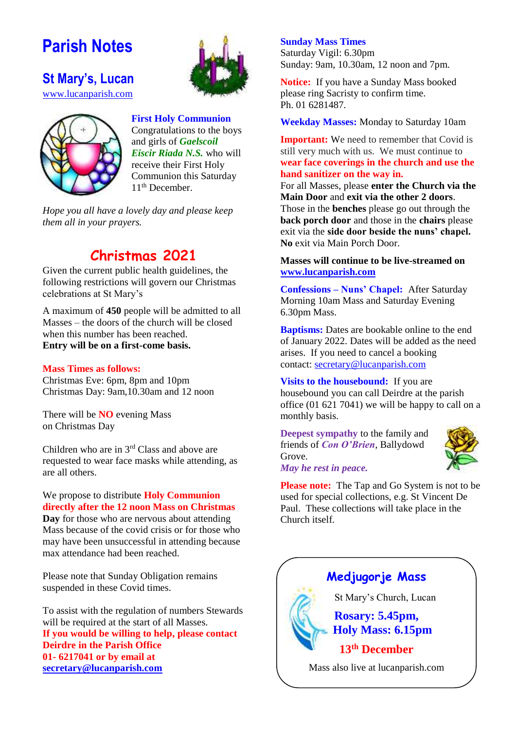# Parish Notes

## St Mary's, Lucan

www.lucanparish.com

### First Holy Communion

Congratulations to the boys and girls of ***Gaelscoil Eiscir Riada N.S.*** who will receive their First Holy Communion this Saturday 11th December.

*Hope you all have a lovely day and please keep them all in your prayers.*

## Christmas 2021

Given the current public health guidelines, the following restrictions will govern our Christmas celebrations at St Mary's

A maximum of **450** people will be admitted to all Masses – the doors of the church will be closed when this number has been reached.
**Entry will be on a first-come basis.**

**Mass Times as follows:**
Christmas Eve: 6pm, 8pm and 10pm
Christmas Day: 9am,10.30am and 12 noon

There will be **NO** evening Mass on Christmas Day

Children who are in 3rd Class and above are requested to wear face masks while attending, as are all others.

We propose to distribute **Holy Communion directly after the 12 noon Mass on Christmas Day** for those who are nervous about attending Mass because of the covid crisis or for those who may have been unsuccessful in attending because max attendance had been reached.

Please note that Sunday Obligation remains suspended in these Covid times.

To assist with the regulation of numbers Stewards will be required at the start of all Masses.
**If you would be willing to help, please contact Deirdre in the Parish Office 01- 6217041 or by email at secretary@lucanparish.com**

**Sunday Mass Times**
Saturday Vigil: 6.30pm
Sunday: 9am, 10.30am, 12 noon and 7pm.

**Notice:** If you have a Sunday Mass booked please ring Sacristy to confirm time.
Ph. 01 6281487.

**Weekday Masses:** Monday to Saturday 10am

**Important:** We need to remember that Covid is still very much with us. We must continue to **wear face coverings in the church and use the hand sanitizer on the way in.**
For all Masses, please **enter the Church via the Main Door** and **exit via the other 2 doors**. Those in the **benches** please go out through the **back porch door** and those in the **chairs** please exit via the **side door beside the nuns' chapel. No** exit via Main Porch Door.

**Masses will continue to be live-streamed on www.lucanparish.com**

**Confessions – Nuns' Chapel:** After Saturday Morning 10am Mass and Saturday Evening 6.30pm Mass.

**Baptisms:** Dates are bookable online to the end of January 2022. Dates will be added as the need arises. If you need to cancel a booking contact: secretary@lucanparish.com

**Visits to the housebound:** If you are housebound you can call Deirdre at the parish office (01 621 7041) we will be happy to call on a monthly basis.

**Deepest sympathy** to the family and friends of ***Con O'Brien***, Ballydowd Grove.
***May he rest in peace.***

**Please note:** The Tap and Go System is not to be used for special collections, e.g. St Vincent De Paul. These collections will take place in the Church itself.

### Medjugorje Mass

St Mary's Church, Lucan

**Rosary: 5.45pm,**
**Holy Mass: 6.15pm**

**13th December**

Mass also live at lucanparish.com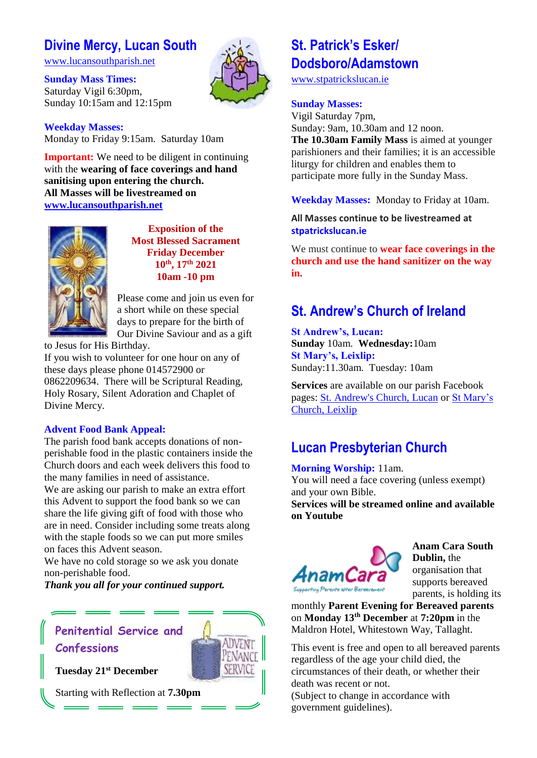## Divine Mercy, Lucan South

www.lucansouthparish.net

**Sunday Mass Times:**
Saturday Vigil 6:30pm,
Sunday 10:15am and 12:15pm

**Weekday Masses:**
Monday to Friday 9:15am. Saturday 10am

**Important:** We need to be diligent in continuing with the **wearing of face coverings and hand sanitising upon entering the church.**
**All Masses will be livestreamed on www.lucansouthparish.net**

**Exposition of the Most Blessed Sacrament**
**Friday December 10th, 17th 2021**
**10am -10 pm**

Please come and join us even for a short while on these special days to prepare for the birth of Our Divine Saviour and as a gift to Jesus for His Birthday.
If you wish to volunteer for one hour on any of these days please phone 014572900 or 0862209634. There will be Scriptural Reading, Holy Rosary, Silent Adoration and Chaplet of Divine Mercy.

**Advent Food Bank Appeal:**
The parish food bank accepts donations of non-perishable food in the plastic containers inside the Church doors and each week delivers this food to the many families in need of assistance.
We are asking our parish to make an extra effort this Advent to support the food bank so we can share the life giving gift of food with those who are in need. Consider including some treats along with the staple foods so we can put more smiles on faces this Advent season.
We have no cold storage so we ask you donate non-perishable food.
*Thank you all for your continued support.*

**Penitential Service and Confessions**

**Tuesday 21st December**

Starting with Reflection at **7.30pm**

## St. Patrick's Esker/ Dodsboro/Adamstown

www.stpatrickslucan.ie

**Sunday Masses:**
Vigil Saturday 7pm,
Sunday: 9am, 10.30am and 12 noon.
**The 10.30am Family Mass** is aimed at younger parishioners and their families; it is an accessible liturgy for children and enables them to participate more fully in the Sunday Mass.

**Weekday Masses:** Monday to Friday at 10am.

**All Masses continue to be livestreamed at stpatrickslucan.ie**

We must continue to **wear face coverings in the church and use the hand sanitizer on the way in.**

## St. Andrew's Church of Ireland

**St Andrew's, Lucan:**
**Sunday** 10am. **Wednesday:**10am
**St Mary's, Leixlip:**
Sunday:11.30am. Tuesday: 10am

**Services** are available on our parish Facebook pages: St. Andrew's Church, Lucan or St Mary's Church, Leixlip

## Lucan Presbyterian Church

**Morning Worship:** 11am.
You will need a face covering (unless exempt) and your own Bible.
**Services will be streamed online and available on Youtube**

**Anam Cara South Dublin,** the organisation that supports bereaved parents, is holding its monthly **Parent Evening for Bereaved parents** on **Monday 13th December** at **7:20pm** in the Maldron Hotel, Whitestown Way, Tallaght.

This event is free and open to all bereaved parents regardless of the age your child died, the circumstances of their death, or whether their death was recent or not.
(Subject to change in accordance with government guidelines).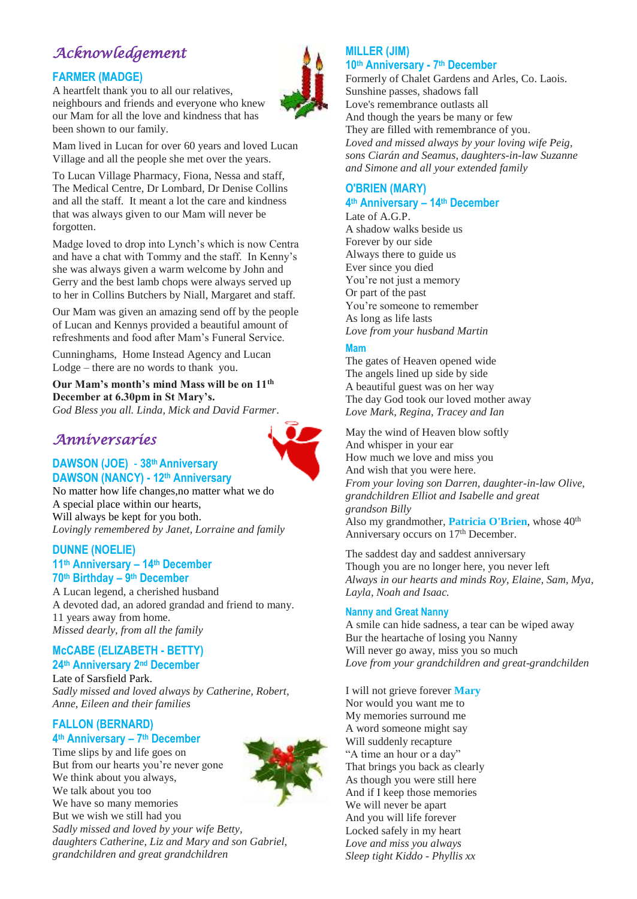# Acknowledgement

## FARMER (MADGE)

A heartfelt thank you to all our relatives, neighbours and friends and everyone who knew our Mam for all the love and kindness that has been shown to our family.

Mam lived in Lucan for over 60 years and loved Lucan Village and all the people she met over the years.

To Lucan Village Pharmacy, Fiona, Nessa and staff, The Medical Centre, Dr Lombard, Dr Denise Collins and all the staff. It meant a lot the care and kindness that was always given to our Mam will never be forgotten.

Madge loved to drop into Lynch's which is now Centra and have a chat with Tommy and the staff. In Kenny's she was always given a warm welcome by John and Gerry and the best lamb chops were always served up to her in Collins Butchers by Niall, Margaret and staff.

Our Mam was given an amazing send off by the people of Lucan and Kennys provided a beautiful amount of refreshments and food after Mam's Funeral Service.

Cunninghams, Home Instead Agency and Lucan Lodge – there are no words to thank you.

**Our Mam's month's mind Mass will be on 11th December at 6.30pm in St Mary's.**
*God Bless you all. Linda, Mick and David Farmer.*

# Anniversaries

## DAWSON (JOE) - 38th Anniversary
## DAWSON (NANCY) - 12th Anniversary

No matter how life changes,no matter what we do
A special place within our hearts,
Will always be kept for you both.
*Lovingly remembered by Janet, Lorraine and family*

## DUNNE (NOELIE)
### 11th Anniversary – 14th December
### 70th Birthday – 9th December

A Lucan legend, a cherished husband
A devoted dad, an adored grandad and friend to many.
11 years away from home.
*Missed dearly, from all the family*

## McCABE (ELIZABETH - BETTY)
### 24th Anniversary 2nd December

Late of Sarsfield Park.
*Sadly missed and loved always by Catherine, Robert, Anne, Eileen and their families*

## FALLON (BERNARD)
### 4th Anniversary – 7th December

Time slips by and life goes on
But from our hearts you're never gone
We think about you always,
We talk about you too
We have so many memories
But we wish we still had you
*Sadly missed and loved by your wife Betty, daughters Catherine, Liz and Mary and son Gabriel, grandchildren and great grandchildren*

## MILLER (JIM)
### 10th Anniversary - 7th December

Formerly of Chalet Gardens and Arles, Co. Laois.
Sunshine passes, shadows fall
Love's remembrance outlasts all
And though the years be many or few
They are filled with remembrance of you.
*Loved and missed always by your loving wife Peig, sons Ciarán and Seamus, daughters-in-law Suzanne and Simone and all your extended family*

## O'BRIEN (MARY)
### 4th Anniversary – 14th December

Late of A.G.P.
A shadow walks beside us
Forever by our side
Always there to guide us
Ever since you died
You're not just a memory
Or part of the past
You're someone to remember
As long as life lasts
*Love from your husband Martin*

### Mam

The gates of Heaven opened wide
The angels lined up side by side
A beautiful guest was on her way
The day God took our loved mother away
*Love Mark, Regina, Tracey and Ian*

May the wind of Heaven blow softly
And whisper in your ear
How much we love and miss you
And wish that you were here.
*From your loving son Darren, daughter-in-law Olive, grandchildren Elliot and Isabelle and great grandson Billy*
Also my grandmother, **Patricia O'Brien**, whose 40th Anniversary occurs on 17th December.

The saddest day and saddest anniversary
Though you are no longer here, you never left
*Always in our hearts and minds Roy, Elaine, Sam, Mya, Layla, Noah and Isaac.*

### Nanny and Great Nanny

A smile can hide sadness, a tear can be wiped away
Bur the heartache of losing you Nanny
Will never go away, miss you so much
*Love from your grandchildren and great-grandchilden*

I will not grieve forever **Mary**
Nor would you want me to
My memories surround me
A word someone might say
Will suddenly recapture
"A time an hour or a day"
That brings you back as clearly
As though you were still here
And if I keep those memories
We will never be apart
And you will life forever
Locked safely in my heart
*Love and miss you always*
*Sleep tight Kiddo - Phyllis xx*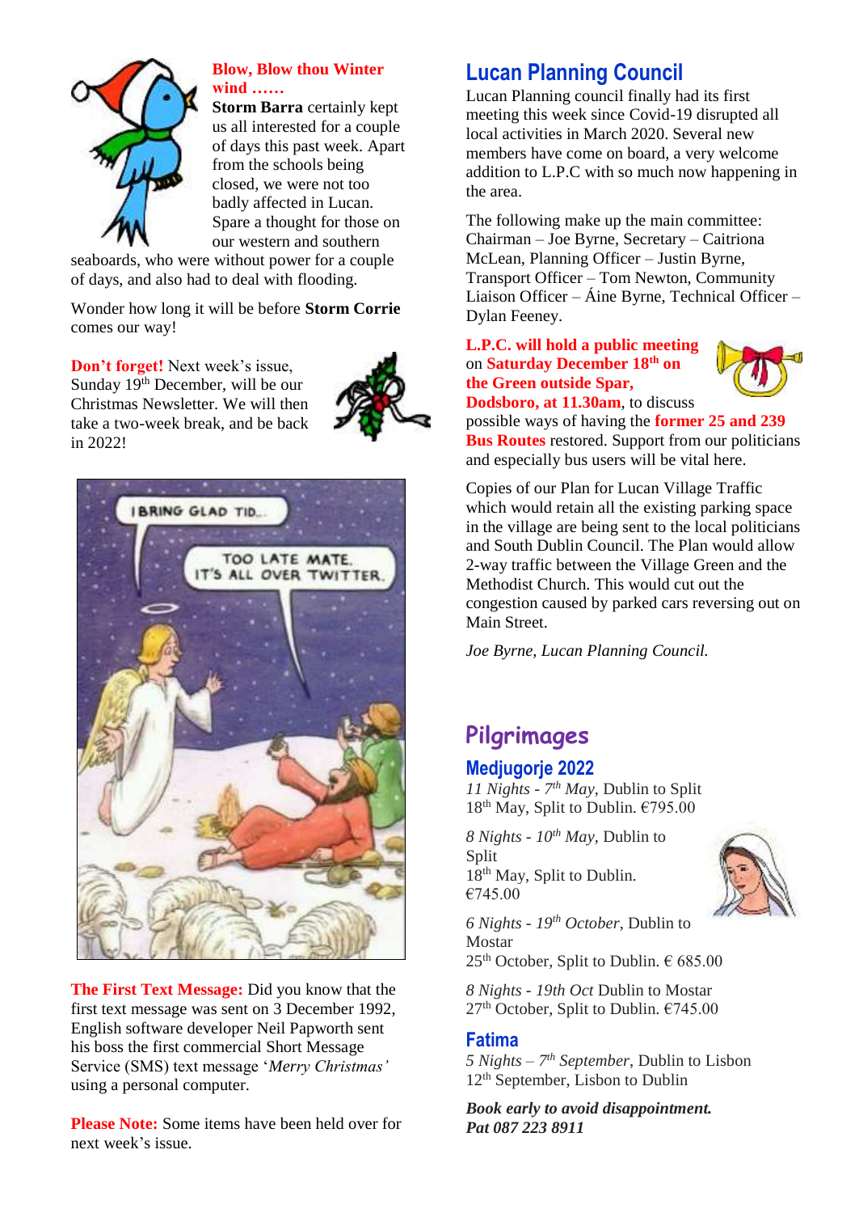**Blow, Blow thou Winter wind ……**

**Storm Barra** certainly kept us all interested for a couple of days this past week. Apart from the schools being closed, we were not too badly affected in Lucan. Spare a thought for those on our western and southern seaboards, who were without power for a couple of days, and also had to deal with flooding.

Wonder how long it will be before **Storm Corrie** comes our way!

**Don't forget!** Next week's issue, Sunday 19th December, will be our Christmas Newsletter. We will then take a two-week break, and be back in 2022!

**The First Text Message:** Did you know that the first text message was sent on 3 December 1992, English software developer Neil Papworth sent his boss the first commercial Short Message Service (SMS) text message '*Merry Christmas'* using a personal computer.

**Please Note:** Some items have been held over for next week's issue.

## Lucan Planning Council

Lucan Planning council finally had its first meeting this week since Covid-19 disrupted all local activities in March 2020. Several new members have come on board, a very welcome addition to L.P.C with so much now happening in the area.

The following make up the main committee: Chairman – Joe Byrne, Secretary – Caitriona McLean, Planning Officer – Justin Byrne, Transport Officer – Tom Newton, Community Liaison Officer – Áine Byrne, Technical Officer – Dylan Feeney.

**L.P.C. will hold a public meeting** on **Saturday December 18th on the Green outside Spar, Dodsboro, at 11.30am**, to discuss possible ways of having the **former 25 and 239 Bus Routes** restored. Support from our politicians and especially bus users will be vital here.

Copies of our Plan for Lucan Village Traffic which would retain all the existing parking space in the village are being sent to the local politicians and South Dublin Council. The Plan would allow 2-way traffic between the Village Green and the Methodist Church. This would cut out the congestion caused by parked cars reversing out on Main Street.

*Joe Byrne, Lucan Planning Council.*

## Pilgrimages

### Medjugorje 2022

*11 Nights - 7th May*, Dublin to Split
18th May, Split to Dublin. €795.00

*8 Nights - 10th May*, Dublin to Split
18th May, Split to Dublin.
€745.00

*6 Nights - 19th October*, Dublin to Mostar
25th October, Split to Dublin. € 685.00

*8 Nights - 19th Oct* Dublin to Mostar
27th October, Split to Dublin. €745.00

### Fatima

*5 Nights – 7th September*, Dublin to Lisbon
12th September, Lisbon to Dublin

***Book early to avoid disappointment.***
***Pat 087 223 8911***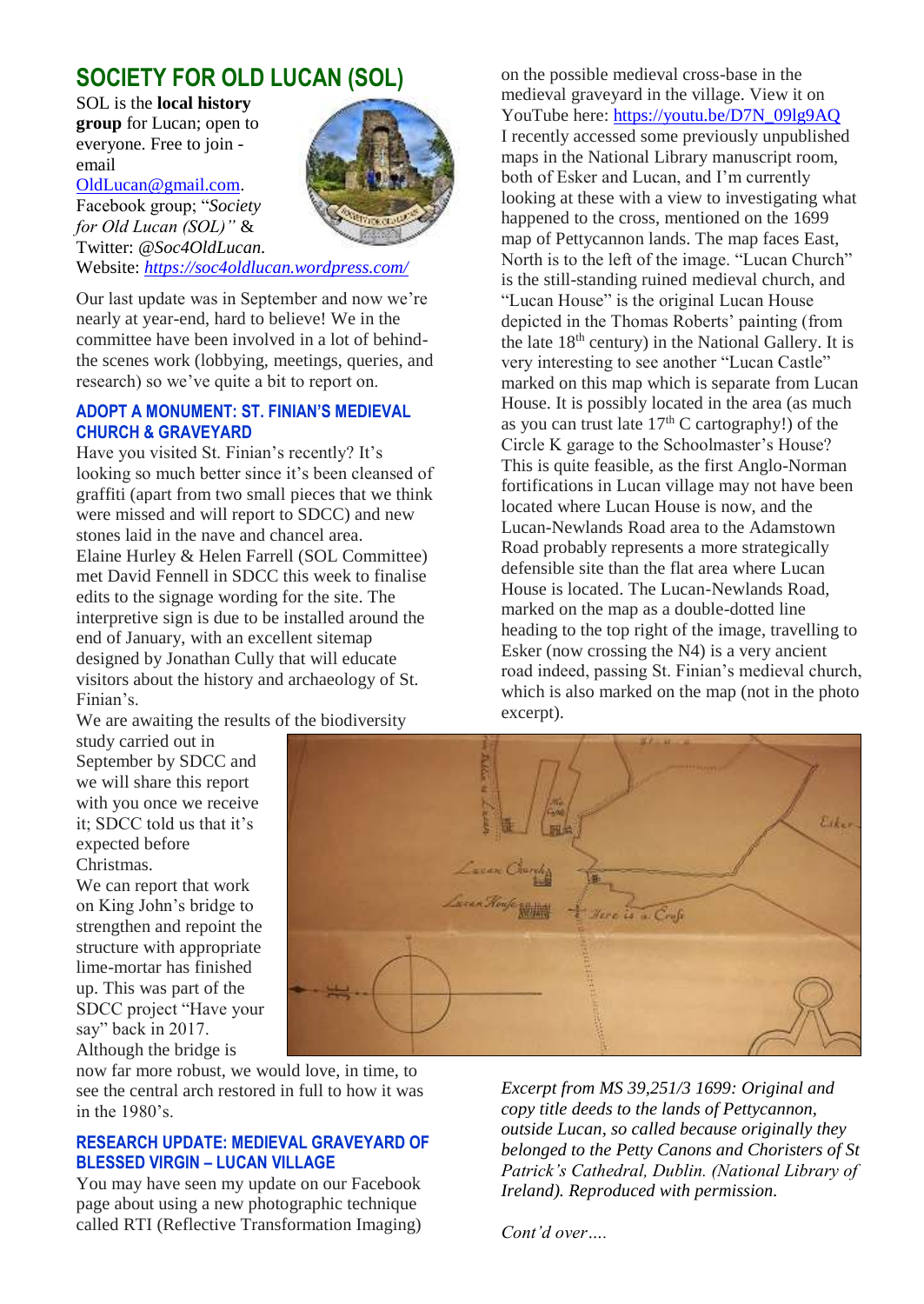# SOCIETY FOR OLD LUCAN (SOL)

SOL is the **local history group** for Lucan; open to everyone. Free to join - email OldLucan@gmail.com. Facebook group; "*Society for Old Lucan (SOL)"* & Twitter: *@Soc4OldLucan*. Website: *https://soc4oldlucan.wordpress.com/*

Our last update was in September and now we're nearly at year-end, hard to believe! We in the committee have been involved in a lot of behind-the scenes work (lobbying, meetings, queries, and research) so we've quite a bit to report on.

## ADOPT A MONUMENT: ST. FINIAN'S MEDIEVAL CHURCH & GRAVEYARD

Have you visited St. Finian's recently? It's looking so much better since it's been cleansed of graffiti (apart from two small pieces that we think were missed and will report to SDCC) and new stones laid in the nave and chancel area.

Elaine Hurley & Helen Farrell (SOL Committee) met David Fennell in SDCC this week to finalise edits to the signage wording for the site. The interpretive sign is due to be installed around the end of January, with an excellent sitemap designed by Jonathan Cully that will educate visitors about the history and archaeology of St. Finian's.

We are awaiting the results of the biodiversity study carried out in September by SDCC and we will share this report with you once we receive it; SDCC told us that it's expected before Christmas.

We can report that work on King John's bridge to strengthen and repoint the structure with appropriate lime-mortar has finished up. This was part of the SDCC project "Have your say" back in 2017. Although the bridge is now far more robust, we would love, in time, to see the central arch restored in full to how it was in the 1980's.

## RESEARCH UPDATE: MEDIEVAL GRAVEYARD OF BLESSED VIRGIN – LUCAN VILLAGE

You may have seen my update on our Facebook page about using a new photographic technique called RTI (Reflective Transformation Imaging) on the possible medieval cross-base in the medieval graveyard in the village. View it on YouTube here: https://youtu.be/D7N_09lg9AQ

I recently accessed some previously unpublished maps in the National Library manuscript room, both of Esker and Lucan, and I'm currently looking at these with a view to investigating what happened to the cross, mentioned on the 1699 map of Pettycannon lands. The map faces East, North is to the left of the image. "Lucan Church" is the still-standing ruined medieval church, and "Lucan House" is the original Lucan House depicted in the Thomas Roberts' painting (from the late 18th century) in the National Gallery. It is very interesting to see another "Lucan Castle" marked on this map which is separate from Lucan House. It is possibly located in the area (as much as you can trust late 17th C cartography!) of the Circle K garage to the Schoolmaster's House? This is quite feasible, as the first Anglo-Norman fortifications in Lucan village may not have been located where Lucan House is now, and the Lucan-Newlands Road area to the Adamstown Road probably represents a more strategically defensible site than the flat area where Lucan House is located. The Lucan-Newlands Road, marked on the map as a double-dotted line heading to the top right of the image, travelling to Esker (now crossing the N4) is a very ancient road indeed, passing St. Finian's medieval church, which is also marked on the map (not in the photo excerpt).

*Excerpt from MS 39,251/3 1699: Original and copy title deeds to the lands of Pettycannon, outside Lucan, so called because originally they belonged to the Petty Canons and Choristers of St Patrick's Cathedral, Dublin. (National Library of Ireland). Reproduced with permission.*

*Cont'd over….*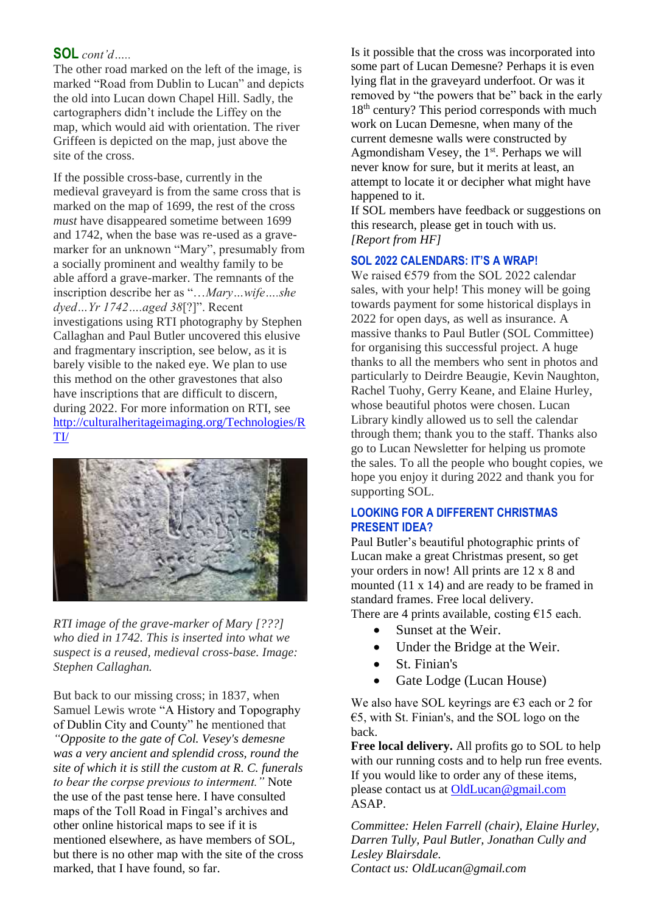## SOL *cont'd…..*

The other road marked on the left of the image, is marked "Road from Dublin to Lucan" and depicts the old into Lucan down Chapel Hill. Sadly, the cartographers didn't include the Liffey on the map, which would aid with orientation. The river Griffeen is depicted on the map, just above the site of the cross.

If the possible cross-base, currently in the medieval graveyard is from the same cross that is marked on the map of 1699, the rest of the cross *must* have disappeared sometime between 1699 and 1742, when the base was re-used as a grave-marker for an unknown "Mary", presumably from a socially prominent and wealthy family to be able afford a grave-marker. The remnants of the inscription describe her as "…*Mary…wife….she dyed…Yr 1742….aged 38*[?]". Recent investigations using RTI photography by Stephen Callaghan and Paul Butler uncovered this elusive and fragmentary inscription, see below, as it is barely visible to the naked eye. We plan to use this method on the other gravestones that also have inscriptions that are difficult to discern, during 2022. For more information on RTI, see http://culturalheritageimaging.org/Technologies/RTI/

*RTI image of the grave-marker of Mary [???] who died in 1742. This is inserted into what we suspect is a reused, medieval cross-base. Image: Stephen Callaghan.*

But back to our missing cross; in 1837, when Samuel Lewis wrote "A History and Topography of Dublin City and County" he mentioned that *"Opposite to the gate of Col. Vesey's demesne was a very ancient and splendid cross, round the site of which it is still the custom at R. C. funerals to bear the corpse previous to interment."* Note the use of the past tense here. I have consulted maps of the Toll Road in Fingal's archives and other online historical maps to see if it is mentioned elsewhere, as have members of SOL, but there is no other map with the site of the cross marked, that I have found, so far.

Is it possible that the cross was incorporated into some part of Lucan Demesne? Perhaps it is even lying flat in the graveyard underfoot. Or was it removed by "the powers that be" back in the early 18th century? This period corresponds with much work on Lucan Demesne, when many of the current demesne walls were constructed by Agmondisham Vesey, the 1st. Perhaps we will never know for sure, but it merits at least, an attempt to locate it or decipher what might have happened to it.

If SOL members have feedback or suggestions on this research, please get in touch with us.
*[Report from HF]*

### SOL 2022 CALENDARS: IT'S A WRAP!

We raised €579 from the SOL 2022 calendar sales, with your help! This money will be going towards payment for some historical displays in 2022 for open days, as well as insurance. A massive thanks to Paul Butler (SOL Committee) for organising this successful project. A huge thanks to all the members who sent in photos and particularly to Deirdre Beaugie, Kevin Naughton, Rachel Tuohy, Gerry Keane, and Elaine Hurley, whose beautiful photos were chosen. Lucan Library kindly allowed us to sell the calendar through them; thank you to the staff. Thanks also go to Lucan Newsletter for helping us promote the sales. To all the people who bought copies, we hope you enjoy it during 2022 and thank you for supporting SOL.

### LOOKING FOR A DIFFERENT CHRISTMAS PRESENT IDEA?

Paul Butler's beautiful photographic prints of Lucan make a great Christmas present, so get your orders in now! All prints are 12 x 8 and mounted (11 x 14) and are ready to be framed in standard frames. Free local delivery.
There are 4 prints available, costing €15 each.

- Sunset at the Weir.
- Under the Bridge at the Weir.
- St. Finian's
- Gate Lodge (Lucan House)

We also have SOL keyrings are €3 each or 2 for €5, with St. Finian's, and the SOL logo on the back.

**Free local delivery.** All profits go to SOL to help with our running costs and to help run free events. If you would like to order any of these items, please contact us at OldLucan@gmail.com ASAP.

*Committee: Helen Farrell (chair), Elaine Hurley, Darren Tully, Paul Butler, Jonathan Cully and Lesley Blairsdale.*
*Contact us: OldLucan@gmail.com*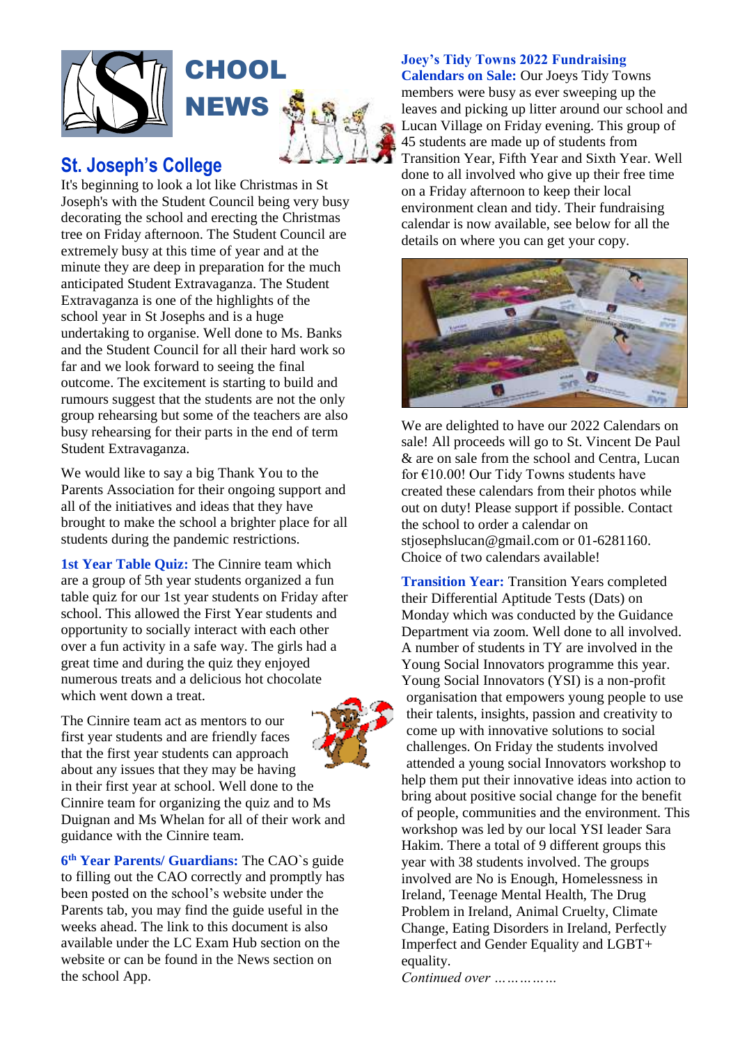# SCHOOL NEWS

## St. Joseph's College

It's beginning to look a lot like Christmas in St Joseph's with the Student Council being very busy decorating the school and erecting the Christmas tree on Friday afternoon. The Student Council are extremely busy at this time of year and at the minute they are deep in preparation for the much anticipated Student Extravaganza. The Student Extravaganza is one of the highlights of the school year in St Josephs and is a huge undertaking to organise. Well done to Ms. Banks and the Student Council for all their hard work so far and we look forward to seeing the final outcome. The excitement is starting to build and rumours suggest that the students are not the only group rehearsing but some of the teachers are also busy rehearsing for their parts in the end of term Student Extravaganza.

We would like to say a big Thank You to the Parents Association for their ongoing support and all of the initiatives and ideas that they have brought to make the school a brighter place for all students during the pandemic restrictions.

**1st Year Table Quiz:** The Cinnire team which are a group of 5th year students organized a fun table quiz for our 1st year students on Friday after school. This allowed the First Year students and opportunity to socially interact with each other over a fun activity in a safe way. The girls had a great time and during the quiz they enjoyed numerous treats and a delicious hot chocolate which went down a treat.

The Cinnire team act as mentors to our first year students and are friendly faces that the first year students can approach about any issues that they may be having in their first year at school. Well done to the Cinnire team for organizing the quiz and to Ms Duignan and Ms Whelan for all of their work and guidance with the Cinnire team.

**6th Year Parents/ Guardians:** The CAO`s guide to filling out the CAO correctly and promptly has been posted on the school's website under the Parents tab, you may find the guide useful in the weeks ahead. The link to this document is also available under the LC Exam Hub section on the website or can be found in the News section on the school App.

**Joey's Tidy Towns 2022 Fundraising Calendars on Sale:** Our Joeys Tidy Towns members were busy as ever sweeping up the leaves and picking up litter around our school and Lucan Village on Friday evening. This group of 45 students are made up of students from Transition Year, Fifth Year and Sixth Year. Well done to all involved who give up their free time on a Friday afternoon to keep their local environment clean and tidy. Their fundraising calendar is now available, see below for all the details on where you can get your copy.

We are delighted to have our 2022 Calendars on sale! All proceeds will go to St. Vincent De Paul & are on sale from the school and Centra, Lucan for €10.00! Our Tidy Towns students have created these calendars from their photos while out on duty! Please support if possible. Contact the school to order a calendar on stjosephslucan@gmail.com or 01-6281160. Choice of two calendars available!

**Transition Year:** Transition Years completed their Differential Aptitude Tests (Dats) on Monday which was conducted by the Guidance Department via zoom. Well done to all involved. A number of students in TY are involved in the Young Social Innovators programme this year. Young Social Innovators (YSI) is a non-profit organisation that empowers young people to use their talents, insights, passion and creativity to come up with innovative solutions to social challenges. On Friday the students involved attended a young social Innovators workshop to help them put their innovative ideas into action to bring about positive social change for the benefit of people, communities and the environment. This workshop was led by our local YSI leader Sara Hakim. There a total of 9 different groups this year with 38 students involved. The groups involved are No is Enough, Homelessness in Ireland, Teenage Mental Health, The Drug Problem in Ireland, Animal Cruelty, Climate Change, Eating Disorders in Ireland, Perfectly Imperfect and Gender Equality and LGBT+ equality.

*Continued over ……………*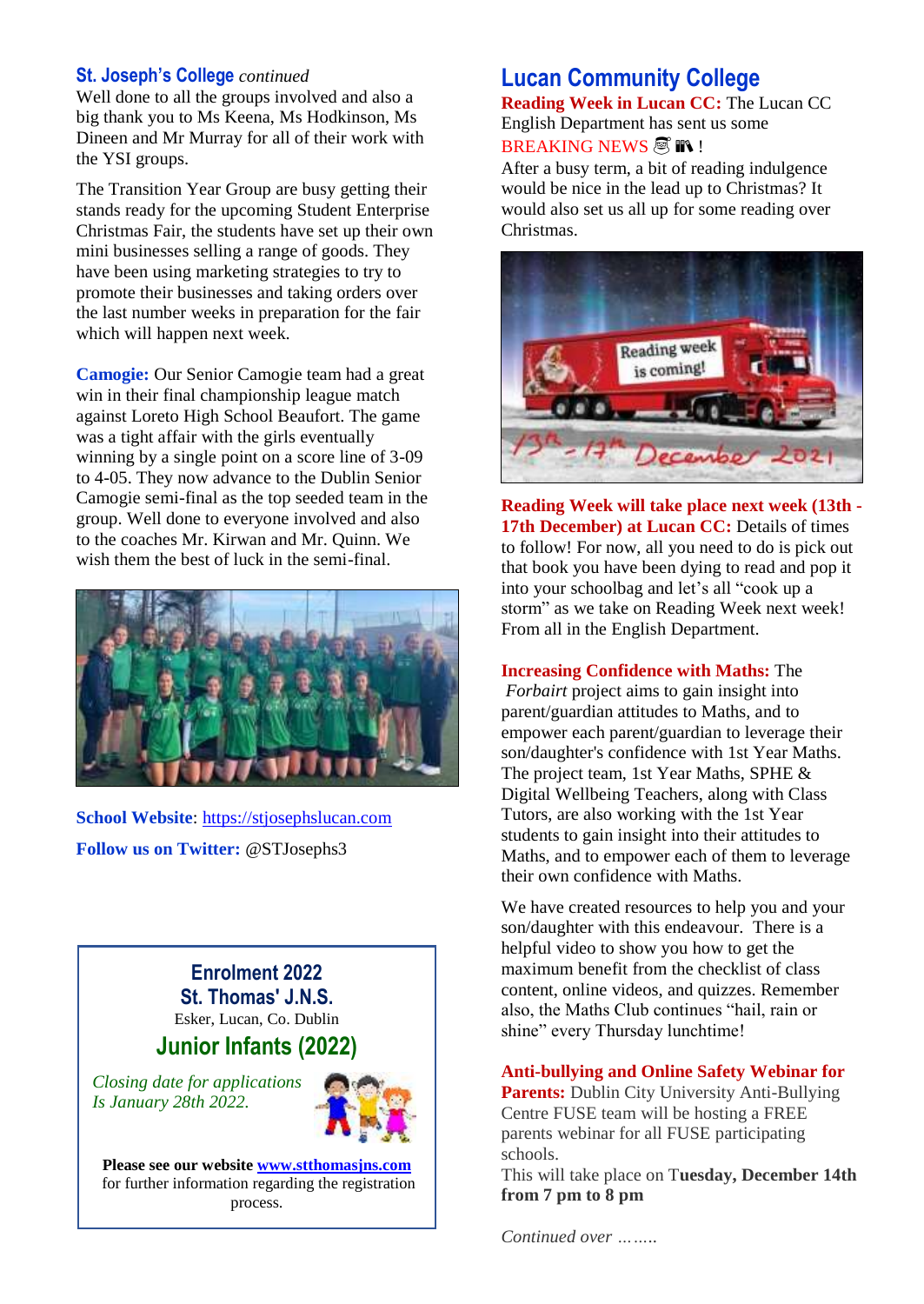## St. Joseph's College *continued*

Well done to all the groups involved and also a big thank you to Ms Keena, Ms Hodkinson, Ms Dineen and Mr Murray for all of their work with the YSI groups.

The Transition Year Group are busy getting their stands ready for the upcoming Student Enterprise Christmas Fair, the students have set up their own mini businesses selling a range of goods. They have been using marketing strategies to try to promote their businesses and taking orders over the last number weeks in preparation for the fair which will happen next week.

**Camogie:** Our Senior Camogie team had a great win in their final championship league match against Loreto High School Beaufort. The game was a tight affair with the girls eventually winning by a single point on a score line of 3-09 to 4-05. They now advance to the Dublin Senior Camogie semi-final as the top seeded team in the group. Well done to everyone involved and also to the coaches Mr. Kirwan and Mr. Quinn. We wish them the best of luck in the semi-final.

**School Website**: https://stjosephslucan.com

**Follow us on Twitter:** @STJosephs3

---

**Enrolment 2022**
**St. Thomas' J.N.S.**
Esker, Lucan, Co. Dublin

**Junior Infants (2022)**

*Closing date for applications*
*Is January 28th 2022.*

**Please see our website www.stthomasjns.com** for further information regarding the registration process.

---

## Lucan Community College

**Reading Week in Lucan CC:** The Lucan CC English Department has sent us some BREAKING NEWS !

After a busy term, a bit of reading indulgence would be nice in the lead up to Christmas? It would also set us all up for some reading over Christmas.

**Reading Week will take place next week (13th - 17th December) at Lucan CC:** Details of times to follow! For now, all you need to do is pick out that book you have been dying to read and pop it into your schoolbag and let's all "cook up a storm" as we take on Reading Week next week! From all in the English Department.

**Increasing Confidence with Maths:** The *Forbairt* project aims to gain insight into parent/guardian attitudes to Maths, and to empower each parent/guardian to leverage their son/daughter's confidence with 1st Year Maths. The project team, 1st Year Maths, SPHE & Digital Wellbeing Teachers, along with Class Tutors, are also working with the 1st Year students to gain insight into their attitudes to Maths, and to empower each of them to leverage their own confidence with Maths.

We have created resources to help you and your son/daughter with this endeavour. There is a helpful video to show you how to get the maximum benefit from the checklist of class content, online videos, and quizzes. Remember also, the Maths Club continues "hail, rain or shine" every Thursday lunchtime!

**Anti-bullying and Online Safety Webinar for Parents:** Dublin City University Anti-Bullying Centre FUSE team will be hosting a FREE parents webinar for all FUSE participating schools.
This will take place on T**uesday, December 14th from 7 pm to 8 pm**

*Continued over ……..*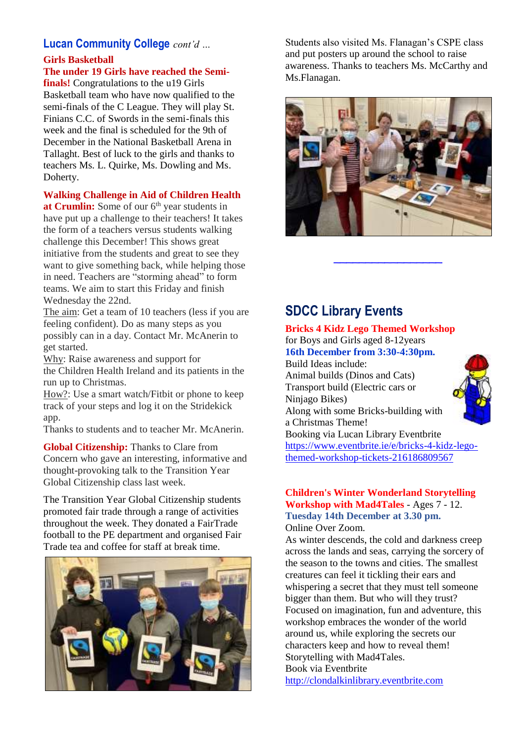## Lucan Community College *cont'd …*

**Girls Basketball**

**The under 19 Girls have reached the Semi-finals!** Congratulations to the u19 Girls Basketball team who have now qualified to the semi-finals of the C League. They will play St. Finians C.C. of Swords in the semi-finals this week and the final is scheduled for the 9th of December in the National Basketball Arena in Tallaght. Best of luck to the girls and thanks to teachers Ms. L. Quirke, Ms. Dowling and Ms. Doherty.

**Walking Challenge in Aid of Children Health at Crumlin:** Some of our 6th year students in have put up a challenge to their teachers! It takes the form of a teachers versus students walking challenge this December! This shows great initiative from the students and great to see they want to give something back, while helping those in need. Teachers are "storming ahead" to form teams. We aim to start this Friday and finish Wednesday the 22nd.

The aim: Get a team of 10 teachers (less if you are feeling confident). Do as many steps as you possibly can in a day. Contact Mr. McAnerin to get started.

Why: Raise awareness and support for the Children Health Ireland and its patients in the run up to Christmas.

How?: Use a smart watch/Fitbit or phone to keep track of your steps and log it on the Stridekick app.

Thanks to students and to teacher Mr. McAnerin.

**Global Citizenship:** Thanks to Clare from Concern who gave an interesting, informative and thought-provoking talk to the Transition Year Global Citizenship class last week.

The Transition Year Global Citizenship students promoted fair trade through a range of activities throughout the week. They donated a FairTrade football to the PE department and organised Fair Trade tea and coffee for staff at break time.

Students also visited Ms. Flanagan's CSPE class and put posters up around the school to raise awareness. Thanks to teachers Ms. McCarthy and Ms.Flanagan.

## SDCC Library Events

**Bricks 4 Kidz Lego Themed Workshop**

for Boys and Girls aged 8-12years

**16th December from 3:30-4:30pm.**

Build Ideas include:

Animal builds (Dinos and Cats)

Transport build (Electric cars or Ninjago Bikes)

Along with some Bricks-building with a Christmas Theme!

Booking via Lucan Library Eventbrite

https://www.eventbrite.ie/e/bricks-4-kidz-lego-themed-workshop-tickets-216186809567

**Children's Winter Wonderland Storytelling Workshop with Mad4Tales** - Ages 7 - 12.

**Tuesday 14th December at 3.30 pm.**

Online Over Zoom.

As winter descends, the cold and darkness creep across the lands and seas, carrying the sorcery of the season to the towns and cities. The smallest creatures can feel it tickling their ears and whispering a secret that they must tell someone bigger than them. But who will they trust? Focused on imagination, fun and adventure, this workshop embraces the wonder of the world around us, while exploring the secrets our characters keep and how to reveal them! Storytelling with Mad4Tales.

Book via Eventbrite

http://clondalkinlibrary.eventbrite.com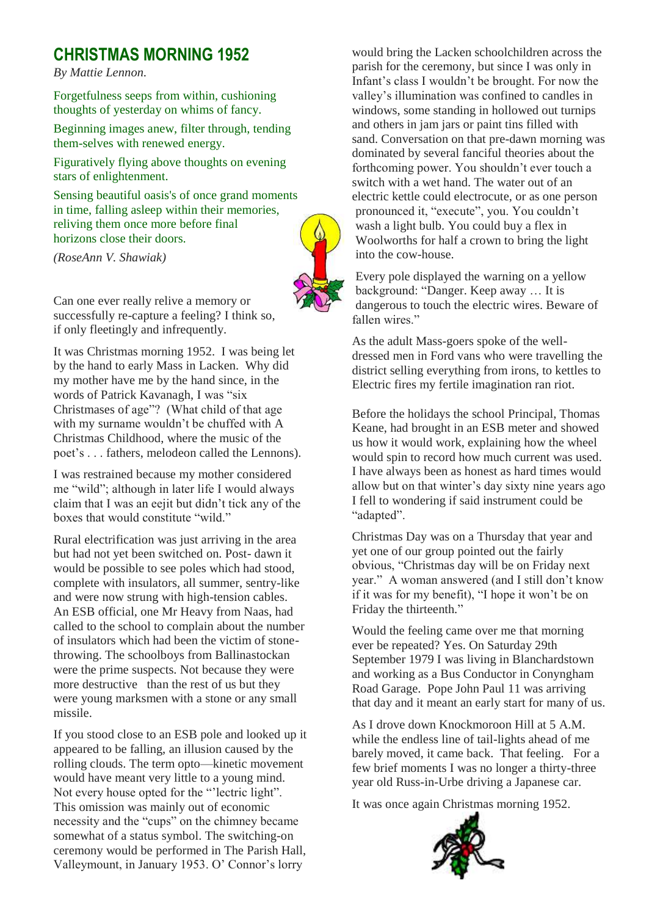## CHRISTMAS MORNING 1952

*By Mattie Lennon.*

Forgetfulness seeps from within, cushioning thoughts of yesterday on whims of fancy.

Beginning images anew, filter through, tending them-selves with renewed energy.

Figuratively flying above thoughts on evening stars of enlightenment.

Sensing beautiful oasis's of once grand moments in time, falling asleep within their memories, reliving them once more before final horizons close their doors.

*(RoseAnn V. Shawiak)*

Can one ever really relive a memory or successfully re-capture a feeling? I think so, if only fleetingly and infrequently.

It was Christmas morning 1952. I was being let by the hand to early Mass in Lacken. Why did my mother have me by the hand since, in the words of Patrick Kavanagh, I was "six Christmases of age"? (What child of that age with my surname wouldn't be chuffed with A Christmas Childhood, where the music of the poet's . . . fathers, melodeon called the Lennons).

I was restrained because my mother considered me "wild"; although in later life I would always claim that I was an eejit but didn't tick any of the boxes that would constitute "wild."

Rural electrification was just arriving in the area but had not yet been switched on. Post- dawn it would be possible to see poles which had stood, complete with insulators, all summer, sentry-like and were now strung with high-tension cables. An ESB official, one Mr Heavy from Naas, had called to the school to complain about the number of insulators which had been the victim of stone-throwing. The schoolboys from Ballinastockan were the prime suspects. Not because they were more destructive than the rest of us but they were young marksmen with a stone or any small missile.

If you stood close to an ESB pole and looked up it appeared to be falling, an illusion caused by the rolling clouds. The term opto—kinetic movement would have meant very little to a young mind. Not every house opted for the "'lectric light". This omission was mainly out of economic necessity and the "cups" on the chimney became somewhat of a status symbol. The switching-on ceremony would be performed in The Parish Hall, Valleymount, in January 1953. O' Connor's lorry would bring the Lacken schoolchildren across the parish for the ceremony, but since I was only in Infant's class I wouldn't be brought. For now the valley's illumination was confined to candles in windows, some standing in hollowed out turnips and others in jam jars or paint tins filled with sand. Conversation on that pre-dawn morning was dominated by several fanciful theories about the forthcoming power. You shouldn't ever touch a switch with a wet hand. The water out of an electric kettle could electrocute, or as one person pronounced it, "execute", you. You couldn't wash a light bulb. You could buy a flex in Woolworths for half a crown to bring the light into the cow-house.

Every pole displayed the warning on a yellow background: "Danger. Keep away … It is dangerous to touch the electric wires. Beware of fallen wires."

As the adult Mass-goers spoke of the well-dressed men in Ford vans who were travelling the district selling everything from irons, to kettles to Electric fires my fertile imagination ran riot.

Before the holidays the school Principal, Thomas Keane, had brought in an ESB meter and showed us how it would work, explaining how the wheel would spin to record how much current was used. I have always been as honest as hard times would allow but on that winter's day sixty nine years ago I fell to wondering if said instrument could be "adapted".

Christmas Day was on a Thursday that year and yet one of our group pointed out the fairly obvious, "Christmas day will be on Friday next year." A woman answered (and I still don't know if it was for my benefit), "I hope it won't be on Friday the thirteenth."

Would the feeling came over me that morning ever be repeated? Yes. On Saturday 29th September 1979 I was living in Blanchardstown and working as a Bus Conductor in Conyngham Road Garage. Pope John Paul 11 was arriving that day and it meant an early start for many of us.

As I drove down Knockmoroon Hill at 5 A.M. while the endless line of tail-lights ahead of me barely moved, it came back. That feeling. For a few brief moments I was no longer a thirty-three year old Russ-in-Urbe driving a Japanese car.

It was once again Christmas morning 1952.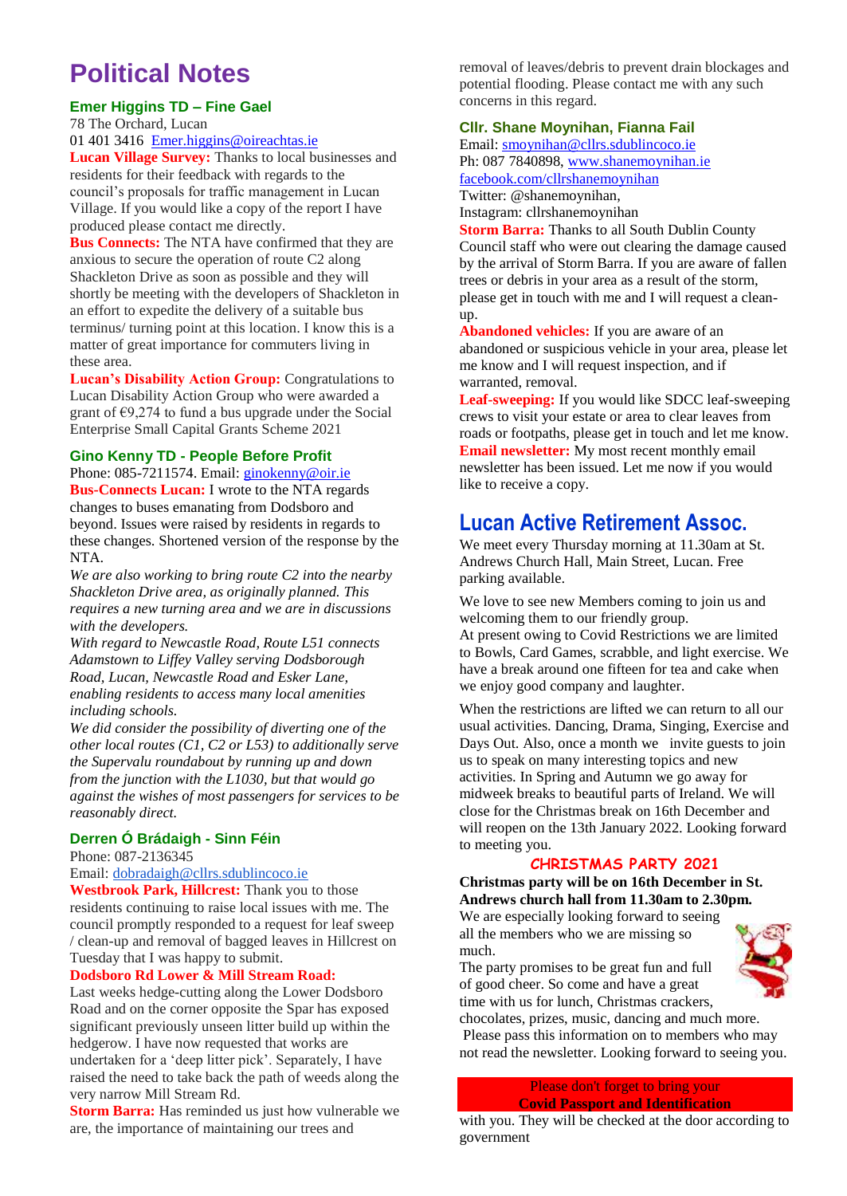# Political Notes

### Emer Higgins TD – Fine Gael

78 The Orchard, Lucan
01 401 3416 Emer.higgins@oireachtas.ie

**Lucan Village Survey:** Thanks to local businesses and residents for their feedback with regards to the council's proposals for traffic management in Lucan Village. If you would like a copy of the report I have produced please contact me directly.

**Bus Connects:** The NTA have confirmed that they are anxious to secure the operation of route C2 along Shackleton Drive as soon as possible and they will shortly be meeting with the developers of Shackleton in an effort to expedite the delivery of a suitable bus terminus/ turning point at this location. I know this is a matter of great importance for commuters living in these area.

**Lucan's Disability Action Group:** Congratulations to Lucan Disability Action Group who were awarded a grant of €9,274 to fund a bus upgrade under the Social Enterprise Small Capital Grants Scheme 2021

### Gino Kenny TD - People Before Profit

Phone: 085-7211574. Email: ginokenny@oir.ie

**Bus-Connects Lucan:** I wrote to the NTA regards changes to buses emanating from Dodsboro and beyond. Issues were raised by residents in regards to these changes. Shortened version of the response by the NTA.

*We are also working to bring route C2 into the nearby Shackleton Drive area, as originally planned. This requires a new turning area and we are in discussions with the developers.*

*With regard to Newcastle Road, Route L51 connects Adamstown to Liffey Valley serving Dodsborough Road, Lucan, Newcastle Road and Esker Lane, enabling residents to access many local amenities including schools.*

*We did consider the possibility of diverting one of the other local routes (C1, C2 or L53) to additionally serve the Supervalu roundabout by running up and down from the junction with the L1030, but that would go against the wishes of most passengers for services to be reasonably direct.*

### Derren Ó Brádaigh - Sinn Féin

Phone: 087-2136345
Email: dobradaigh@cllrs.sdublincoco.ie

**Westbrook Park, Hillcrest:** Thank you to those residents continuing to raise local issues with me. The council promptly responded to a request for leaf sweep / clean-up and removal of bagged leaves in Hillcrest on Tuesday that I was happy to submit.

**Dodsboro Rd Lower & Mill Stream Road:** Last weeks hedge-cutting along the Lower Dodsboro Road and on the corner opposite the Spar has exposed significant previously unseen litter build up within the hedgerow. I have now requested that works are undertaken for a 'deep litter pick'. Separately, I have raised the need to take back the path of weeds along the very narrow Mill Stream Rd.

**Storm Barra:** Has reminded us just how vulnerable we are, the importance of maintaining our trees and removal of leaves/debris to prevent drain blockages and potential flooding. Please contact me with any such concerns in this regard.

### Cllr. Shane Moynihan, Fianna Fail

Email: smoynihan@cllrs.sdublincoco.ie
Ph: 087 7840898, www.shanemoynihan.ie
facebook.com/cllrshanemoynihan
Twitter: @shanemoynihan,
Instagram: cllrshanemoynihan

**Storm Barra:** Thanks to all South Dublin County Council staff who were out clearing the damage caused by the arrival of Storm Barra. If you are aware of fallen trees or debris in your area as a result of the storm, please get in touch with me and I will request a clean-up.

**Abandoned vehicles:** If you are aware of an abandoned or suspicious vehicle in your area, please let me know and I will request inspection, and if warranted, removal.

**Leaf-sweeping:** If you would like SDCC leaf-sweeping crews to visit your estate or area to clear leaves from roads or footpaths, please get in touch and let me know.

**Email newsletter:** My most recent monthly email newsletter has been issued. Let me now if you would like to receive a copy.

# Lucan Active Retirement Assoc.

We meet every Thursday morning at 11.30am at St. Andrews Church Hall, Main Street, Lucan. Free parking available.

We love to see new Members coming to join us and welcoming them to our friendly group.
At present owing to Covid Restrictions we are limited to Bowls, Card Games, scrabble, and light exercise. We have a break around one fifteen for tea and cake when we enjoy good company and laughter.

When the restrictions are lifted we can return to all our usual activities. Dancing, Drama, Singing, Exercise and Days Out. Also, once a month we invite guests to join us to speak on many interesting topics and new activities. In Spring and Autumn we go away for midweek breaks to beautiful parts of Ireland. We will close for the Christmas break on 16th December and will reopen on the 13th January 2022. Looking forward to meeting you.

### CHRISTMAS PARTY 2021

**Christmas party will be on 16th December in St. Andrews church hall from 11.30am to 2.30pm.**

We are especially looking forward to seeing all the members who we are missing so much.
The party promises to be great fun and full of good cheer. So come and have a great time with us for lunch, Christmas crackers, chocolates, prizes, music, dancing and much more.
Please pass this information on to members who may not read the newsletter. Looking forward to seeing you.

Please don't forget to bring your **Covid Passport and Identification** with you. They will be checked at the door according to government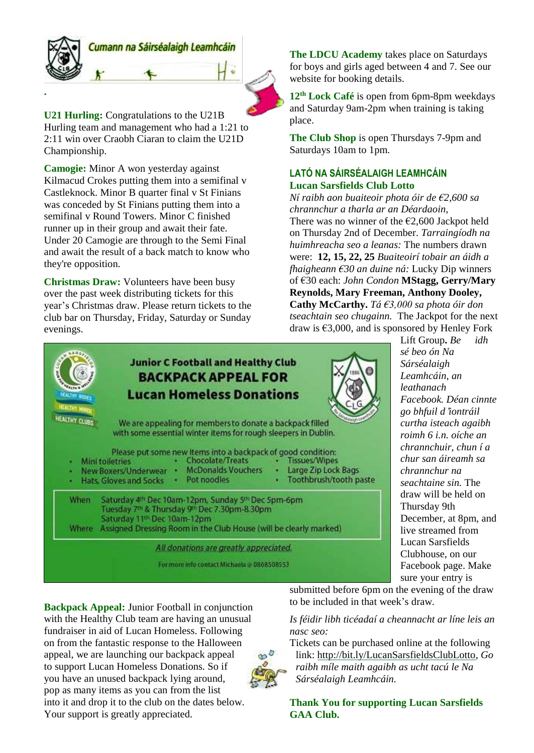Cumann na Sáirséalaigh Leamhcáin

**U21 Hurling:** Congratulations to the U21B Hurling team and management who had a 1:21 to 2:11 win over Craobh Ciaran to claim the U21D Championship.

**Camogie:** Minor A won yesterday against Kilmacud Crokes putting them into a semifinal v Castleknock. Minor B quarter final v St Finians was conceded by St Finians putting them into a semifinal v Round Towers. Minor C finished runner up in their group and await their fate. Under 20 Camogie are through to the Semi Final and await the result of a back match to know who they're opposition.

**Christmas Draw:** Volunteers have been busy over the past week distributing tickets for this year's Christmas draw. Please return tickets to the club bar on Thursday, Friday, Saturday or Sunday evenings.

## Junior C Football and Healthy Club BACKPACK APPEAL FOR Lucan Homeless Donations

We are appealing for members to donate a backpack filled with some essential winter items for rough sleepers in Dublin.

Please put some new items into a backpack of good condition:

- Mini toiletries
- New Boxers/Underwear
- Hats, Gloves and Socks
- Chocolate/Treats
- McDonalds Vouchers
- Pot noodles
- Tissues/Wipes
- Large Zip Lock Bags
- Toothbrush/tooth paste

When: Saturday 4th Dec 10am-12pm, Sunday 5th Dec 5pm-6pm, Tuesday 7th & Thursday 9th Dec 7.30pm-8.30pm, Saturday 11th Dec 10am-12pm

Where: Assigned Dressing Room in the Club House (will be clearly marked)

All donations are greatly appreciated.

For more info contact Michaela @ 0868508553

**Backpack Appeal:** Junior Football in conjunction with the Healthy Club team are having an unusual fundraiser in aid of Lucan Homeless. Following on from the fantastic response to the Halloween appeal, we are launching our backpack appeal to support Lucan Homeless Donations. So if you have an unused backpack lying around, pop as many items as you can from the list into it and drop it to the club on the dates below. Your support is greatly appreciated.

**The LDCU Academy** takes place on Saturdays for boys and girls aged between 4 and 7. See our website for booking details.

**12th Lock Café** is open from 6pm-8pm weekdays and Saturday 9am-2pm when training is taking place.

**The Club Shop** is open Thursdays 7-9pm and Saturdays 10am to 1pm.

### LATÓ NA SÁIRSÉALAIGH LEAMHCÁIN
### Lucan Sarsfields Club Lotto

*Ní raibh aon buaiteoir phota óir de €2,600 sa chrannchur a tharla ar an Déardaoin,* There was no winner of the €2,600 Jackpot held on Thursday 2nd of December. *Tarraingíodh na huimhreacha seo a leanas:* The numbers drawn were: **12, 15, 22, 25** *Buaiteoirí tobair an áidh a fhaigheann €30 an duine ná:* Lucky Dip winners of €30 each: *John Condon* **MStagg, Gerry/Mary Reynolds, Mary Freeman, Anthony Dooley, Cathy McCarthy.** *Tá €3,000 sa phota óir don tseachtain seo chugainn.* The Jackpot for the next draw is €3,000, and is sponsored by Henley Fork Lift Group**.** *Beidh sé beo ón Na Sárséalaigh Leamhcáin, an leathanach Facebook. Déan cinnte go bhfuil d'iontráil curtha isteach agaibh roimh 6 i.n. oíche an chrannchuir, chun í a chur san áireamh sa chrannchur na seachtaine sin.* The draw will be held on Thursday 9th December, at 8pm, and live streamed from Lucan Sarsfields Clubhouse, on our Facebook page. Make sure your entry is submitted before 6pm on the evening of the draw to be included in that week's draw.

*Is féidir libh ticéadaí a cheannacht ar líne leis an nasc seo:*

Tickets can be purchased online at the following link: http://bit.ly/LucanSarsfieldsClubLotto, *Go raibh míle maith agaibh as ucht tacú le Na Sárséalaigh Leamhcáin.*

**Thank You for supporting Lucan Sarsfields GAA Club.**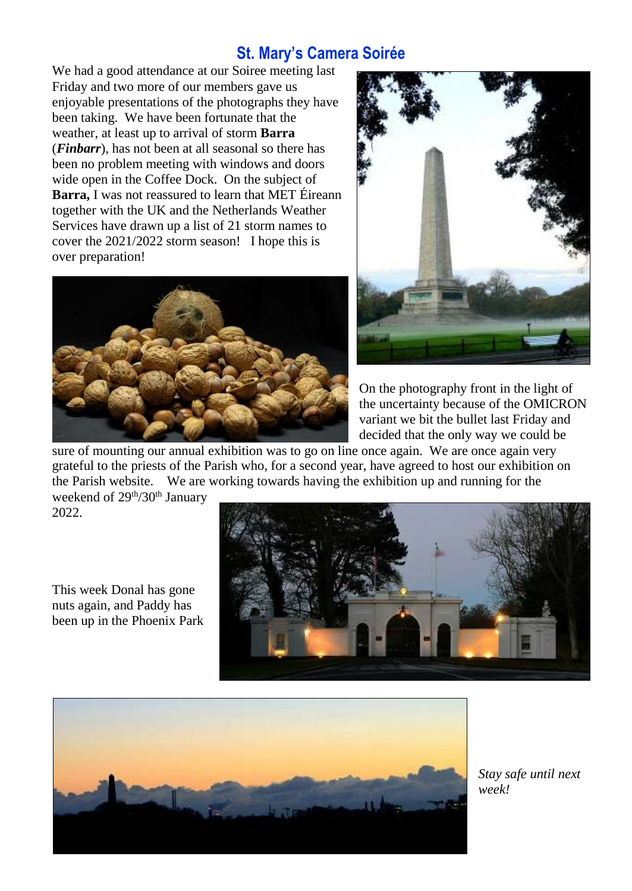## St. Mary's Camera Soirée

We had a good attendance at our Soiree meeting last Friday and two more of our members gave us enjoyable presentations of the photographs they have been taking. We have been fortunate that the weather, at least up to arrival of storm **Barra** (***Finbarr***), has not been at all seasonal so there has been no problem meeting with windows and doors wide open in the Coffee Dock. On the subject of **Barra,** I was not reassured to learn that MET Éireann together with the UK and the Netherlands Weather Services have drawn up a list of 21 storm names to cover the 2021/2022 storm season! I hope this is over preparation!

On the photography front in the light of the uncertainty because of the OMICRON variant we bit the bullet last Friday and decided that the only way we could be sure of mounting our annual exhibition was to go on line once again. We are once again very grateful to the priests of the Parish who, for a second year, have agreed to host our exhibition on the Parish website. We are working towards having the exhibition up and running for the weekend of 29th/30th January 2022.

This week Donal has gone nuts again, and Paddy has been up in the Phoenix Park

*Stay safe until next week!*